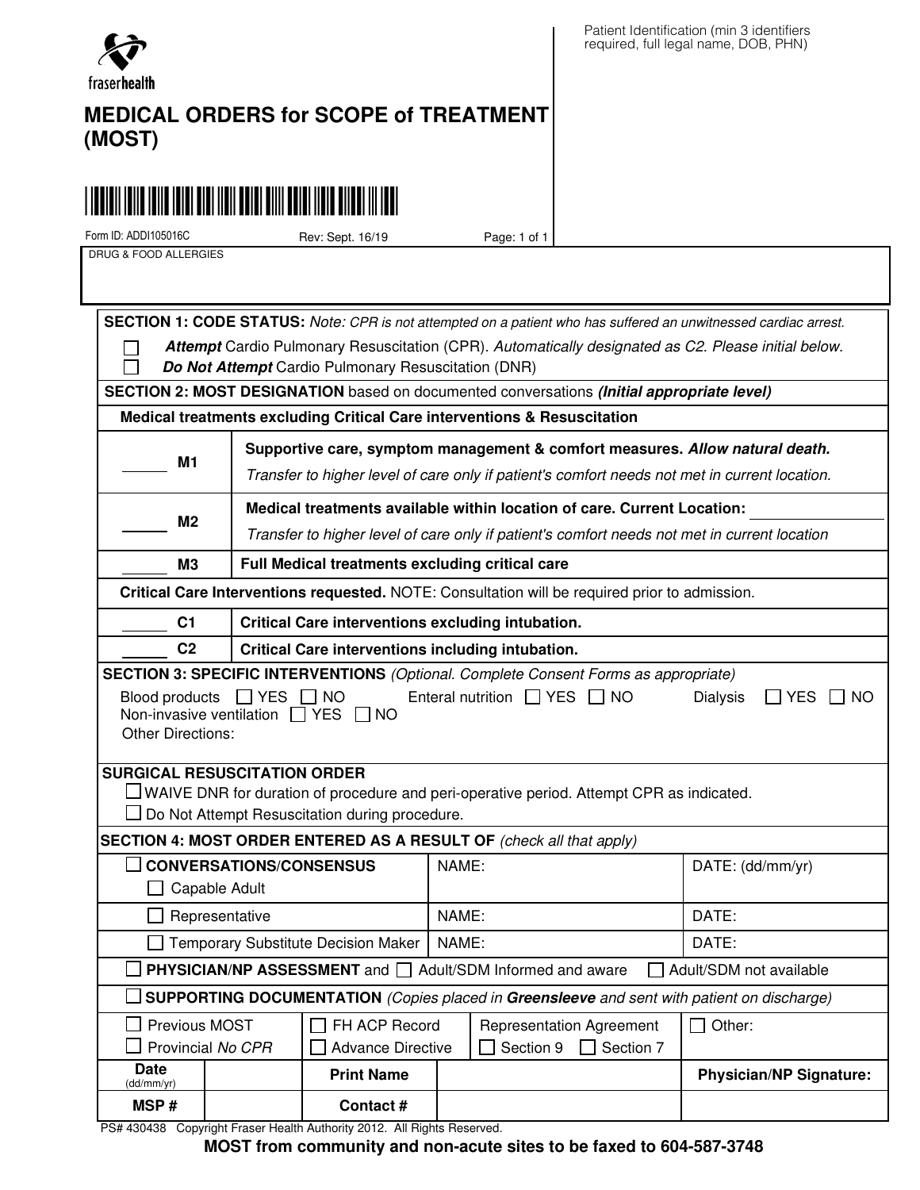fraserhealth

Patient Identification (min 3 identifiers required, full legal name, DOB, PHN)

# MEDICAL ORDERS for SCOPE of TREATMENT (MOST)

Form ID: ADDI105016C    Rev: Sept. 16/19

DRUG & FOOD ALLERGIES

**SECTION 1: CODE STATUS:** *Note: CPR is not attempted on a patient who has suffered an unwitnessed cardiac arrest.*

☐ ***Attempt*** Cardio Pulmonary Resuscitation (CPR). *Automatically designated as C2. Please initial below.*

☐ ***Do Not Attempt*** Cardio Pulmonary Resuscitation (DNR)

**SECTION 2: MOST DESIGNATION** based on documented conversations ***(Initial appropriate level)***

**Medical treatments excluding Critical Care interventions & Resuscitation**

| | |
|---|---|
| ______ **M1** | **Supportive care, symptom management & comfort measures. *Allow natural death.*** *Transfer to higher level of care only if patient's comfort needs not met in current location.* |
| ______ **M2** | **Medical treatments available within location of care. Current Location:** ______ *Transfer to higher level of care only if patient's comfort needs not met in current location* |
| ______ **M3** | **Full Medical treatments excluding critical care** |

**Critical Care Interventions requested.** NOTE: Consultation will be required prior to admission.

| | |
|---|---|
| ______ **C1** | **Critical Care interventions excluding intubation.** |
| ______ **C2** | **Critical Care interventions including intubation.** |

**SECTION 3: SPECIFIC INTERVENTIONS** *(Optional. Complete Consent Forms as appropriate)*

Blood products ☐ YES ☐ NO    Enteral nutrition ☐ YES ☐ NO    Dialysis ☐ YES ☐ NO

Non-invasive ventilation ☐ YES ☐ NO

Other Directions:

**SURGICAL RESUSCITATION ORDER**

☐ WAIVE DNR for duration of procedure and peri-operative period. Attempt CPR as indicated.

☐ Do Not Attempt Resuscitation during procedure.

**SECTION 4: MOST ORDER ENTERED AS A RESULT OF** *(check all that apply)*

| | | |
|---|---|---|
| ☐ **CONVERSATIONS/CONSENSUS** ☐ Capable Adult | NAME: | DATE: (dd/mm/yr) |
| ☐ Representative | NAME: | DATE: |
| ☐ Temporary Substitute Decision Maker | NAME: | DATE: |

☐ **PHYSICIAN/NP ASSESSMENT** and ☐ Adult/SDM Informed and aware    ☐ Adult/SDM not available

☐ **SUPPORTING DOCUMENTATION** *(Copies placed in **Greensleeve** and sent with patient on discharge)*

| | | | |
|---|---|---|---|
| ☐ Previous MOST ☐ Provincial *No CPR* | ☐ FH ACP Record ☐ Advance Directive | Representation Agreement ☐ Section 9 ☐ Section 7 | ☐ Other: |

| **Date** (dd/mm/yr) | | **Print Name** | | **Physician/NP Signature:** |
|---|---|---|---|---|
| **MSP #** | | **Contact #** | | |

PS# 430438 Copyright Fraser Health Authority 2012. All Rights Reserved.

**MOST from community and non-acute sites to be faxed to 604-587-3748**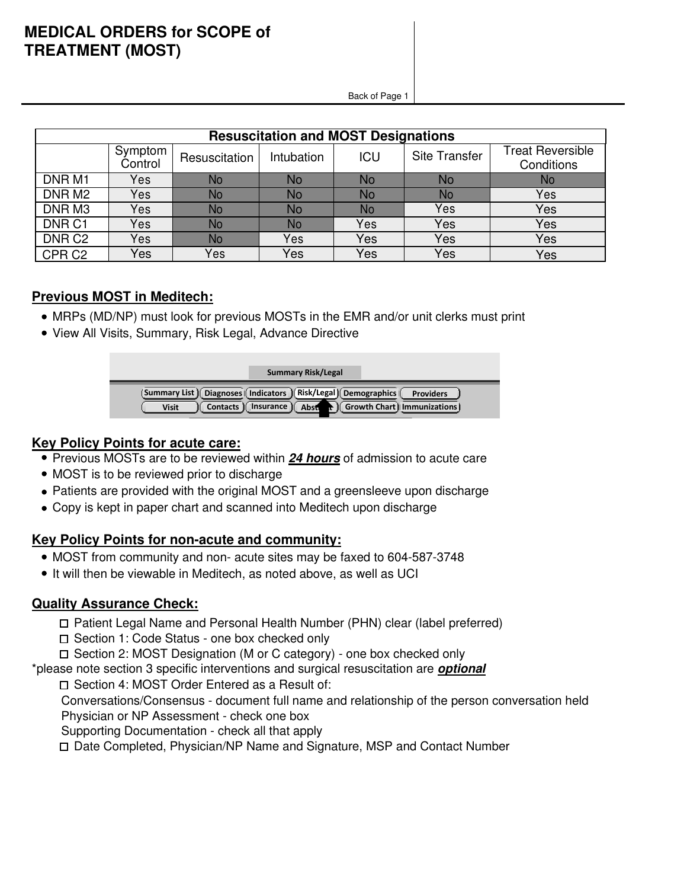# MEDICAL ORDERS for SCOPE of TREATMENT (MOST)

Back of Page 1

| Resuscitation and MOST Designations | | | | | | |
|---|---|---|---|---|---|---|
| | Symptom Control | Resuscitation | Intubation | ICU | Site Transfer | Treat Reversible Conditions |
| DNR M1 | Yes | No | No | No | No | No |
| DNR M2 | Yes | No | No | No | No | Yes |
| DNR M3 | Yes | No | No | No | Yes | Yes |
| DNR C1 | Yes | No | No | Yes | Yes | Yes |
| DNR C2 | Yes | No | Yes | Yes | Yes | Yes |
| CPR C2 | Yes | Yes | Yes | Yes | Yes | Yes |

## Previous MOST in Meditech:

- MRPs (MD/NP) must look for previous MOSTs in the EMR and/or unit clerks must print
- View All Visits, Summary, Risk Legal, Advance Directive

Summary Risk/Legal

Summary List | Diagnoses | Indicators | Risk/Legal | Demographics | Providers
Visit | Contacts | Insurance | Abstract | Growth Chart | Immunizations

## Key Policy Points for acute care:

- Previous MOSTs are to be reviewed within ***24 hours*** of admission to acute care
- MOST is to be reviewed prior to discharge
- Patients are provided with the original MOST and a greensleeve upon discharge
- Copy is kept in paper chart and scanned into Meditech upon discharge

## Key Policy Points for non-acute and community:

- MOST from community and non- acute sites may be faxed to 604-587-3748
- It will then be viewable in Meditech, as noted above, as well as UCI

## Quality Assurance Check:

- ☐ Patient Legal Name and Personal Health Number (PHN) clear (label preferred)
- ☐ Section 1: Code Status - one box checked only
- ☐ Section 2: MOST Designation (M or C category) - one box checked only

*please note section 3 specific interventions and surgical resuscitation are ***optional***

- ☐ Section 4: MOST Order Entered as a Result of:

  Conversations/Consensus - document full name and relationship of the person conversation held
  Physician or NP Assessment - check one box
  Supporting Documentation - check all that apply
- ☐ Date Completed, Physician/NP Name and Signature, MSP and Contact Number